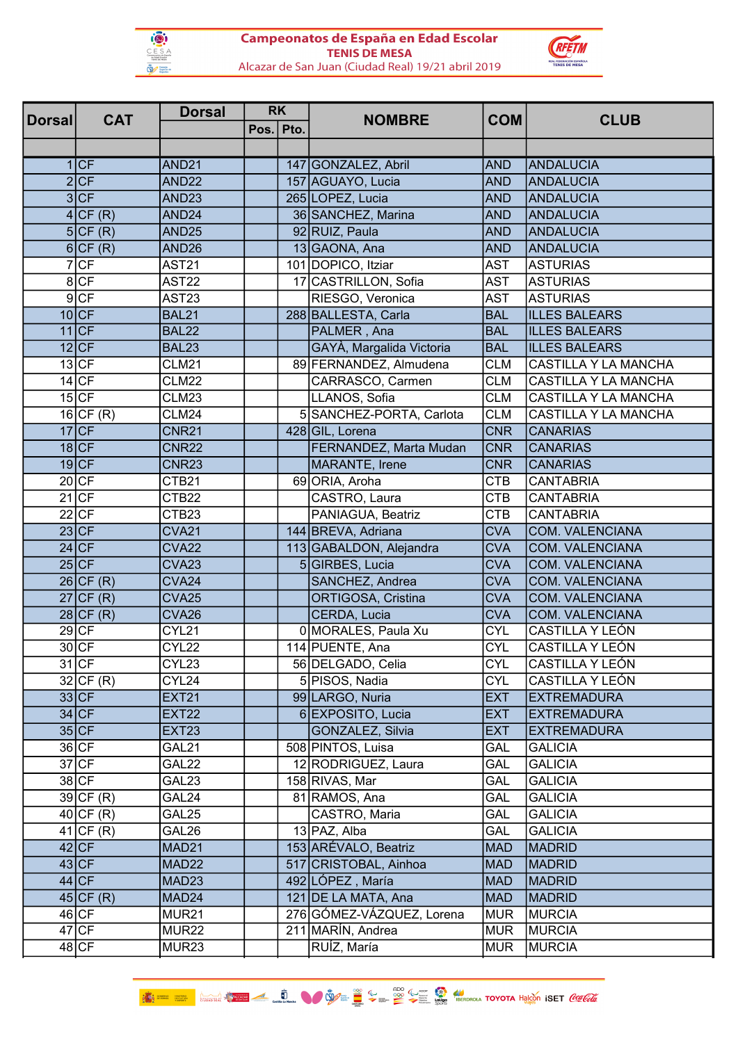**Campeonatos de España en Edad Escolar**

**TENIS DE MESA**

Alcazar de San Juan (Ciudad Real) 19/21 abril 2019

| Dorsal | CAT | Dorsal | RK | | NOMBRE | COM | CLUB |
|---|---|---|---|---|---|---|---|
| | | | Pos. | Pto. | | | |
| 1 | CF | AND21 | | 147 | GONZALEZ, Abril | AND | ANDALUCIA |
| 2 | CF | AND22 | | 157 | AGUAYO, Lucia | AND | ANDALUCIA |
| 3 | CF | AND23 | | 265 | LOPEZ, Lucia | AND | ANDALUCIA |
| 4 | CF (R) | AND24 | | 36 | SANCHEZ, Marina | AND | ANDALUCIA |
| 5 | CF (R) | AND25 | | 92 | RUIZ, Paula | AND | ANDALUCIA |
| 6 | CF (R) | AND26 | | 13 | GAONA, Ana | AND | ANDALUCIA |
| 7 | CF | AST21 | | 101 | DOPICO, Itziar | AST | ASTURIAS |
| 8 | CF | AST22 | | 17 | CASTRILLON, Sofia | AST | ASTURIAS |
| 9 | CF | AST23 | | | RIESGO, Veronica | AST | ASTURIAS |
| 10 | CF | BAL21 | | 288 | BALLESTA, Carla | BAL | ILLES BALEARS |
| 11 | CF | BAL22 | | | PALMER , Ana | BAL | ILLES BALEARS |
| 12 | CF | BAL23 | | | GAYÀ, Margalida Victoria | BAL | ILLES BALEARS |
| 13 | CF | CLM21 | | 89 | FERNANDEZ, Almudena | CLM | CASTILLA Y LA MANCHA |
| 14 | CF | CLM22 | | | CARRASCO, Carmen | CLM | CASTILLA Y LA MANCHA |
| 15 | CF | CLM23 | | | LLANOS, Sofia | CLM | CASTILLA Y LA MANCHA |
| 16 | CF (R) | CLM24 | | 5 | SANCHEZ-PORTA, Carlota | CLM | CASTILLA Y LA MANCHA |
| 17 | CF | CNR21 | | 428 | GIL, Lorena | CNR | CANARIAS |
| 18 | CF | CNR22 | | | FERNANDEZ, Marta Mudan | CNR | CANARIAS |
| 19 | CF | CNR23 | | | MARANTE, Irene | CNR | CANARIAS |
| 20 | CF | CTB21 | | 69 | ORIA, Aroha | CTB | CANTABRIA |
| 21 | CF | CTB22 | | | CASTRO, Laura | CTB | CANTABRIA |
| 22 | CF | CTB23 | | | PANIAGUA, Beatriz | CTB | CANTABRIA |
| 23 | CF | CVA21 | | 144 | BREVA, Adriana | CVA | COM. VALENCIANA |
| 24 | CF | CVA22 | | 113 | GABALDON, Alejandra | CVA | COM. VALENCIANA |
| 25 | CF | CVA23 | | 5 | GIRBES, Lucia | CVA | COM. VALENCIANA |
| 26 | CF (R) | CVA24 | | | SANCHEZ, Andrea | CVA | COM. VALENCIANA |
| 27 | CF (R) | CVA25 | | | ORTIGOSA, Cristina | CVA | COM. VALENCIANA |
| 28 | CF (R) | CVA26 | | | CERDA, Lucia | CVA | COM. VALENCIANA |
| 29 | CF | CYL21 | | 0 | MORALES, Paula Xu | CYL | CASTILLA Y LEÓN |
| 30 | CF | CYL22 | | 114 | PUENTE, Ana | CYL | CASTILLA Y LEÓN |
| 31 | CF | CYL23 | | 56 | DELGADO, Celia | CYL | CASTILLA Y LEÓN |
| 32 | CF (R) | CYL24 | | 5 | PISOS, Nadia | CYL | CASTILLA Y LEÓN |
| 33 | CF | EXT21 | | 99 | LARGO, Nuria | EXT | EXTREMADURA |
| 34 | CF | EXT22 | | 6 | EXPOSITO, Lucia | EXT | EXTREMADURA |
| 35 | CF | EXT23 | | | GONZALEZ, Silvia | EXT | EXTREMADURA |
| 36 | CF | GAL21 | | 508 | PINTOS, Luisa | GAL | GALICIA |
| 37 | CF | GAL22 | | 12 | RODRIGUEZ, Laura | GAL | GALICIA |
| 38 | CF | GAL23 | | 158 | RIVAS, Mar | GAL | GALICIA |
| 39 | CF (R) | GAL24 | | 81 | RAMOS, Ana | GAL | GALICIA |
| 40 | CF (R) | GAL25 | | | CASTRO, Maria | GAL | GALICIA |
| 41 | CF (R) | GAL26 | | 13 | PAZ, Alba | GAL | GALICIA |
| 42 | CF | MAD21 | | 153 | ARÉVALO, Beatriz | MAD | MADRID |
| 43 | CF | MAD22 | | 517 | CRISTOBAL, Ainhoa | MAD | MADRID |
| 44 | CF | MAD23 | | 492 | LÓPEZ , María | MAD | MADRID |
| 45 | CF (R) | MAD24 | | 121 | DE LA MATA, Ana | MAD | MADRID |
| 46 | CF | MUR21 | | 276 | GÓMEZ-VÁZQUEZ, Lorena | MUR | MURCIA |
| 47 | CF | MUR22 | | 211 | MARÍN, Andrea | MUR | MURCIA |
| 48 | CF | MUR23 | | | RUÍZ, María | MUR | MURCIA |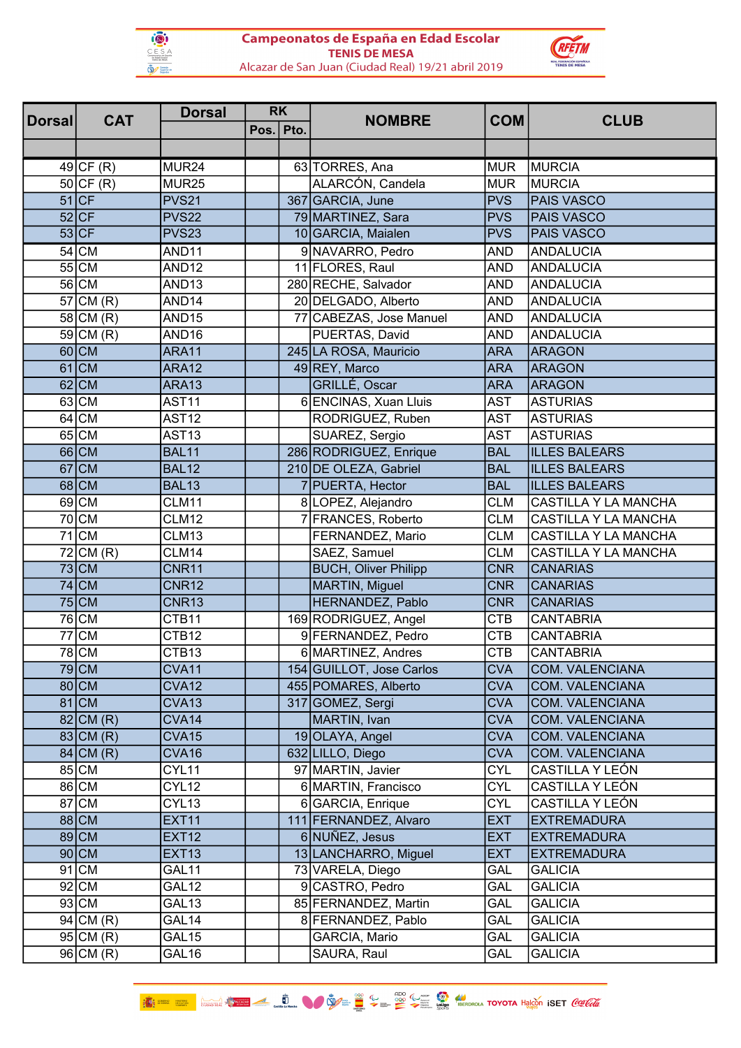# Campeonatos de España en Edad Escolar

**TENIS DE MESA**

Alcazar de San Juan (Ciudad Real) 19/21 abril 2019

| Dorsal | CAT | Dorsal | RK | | NOMBRE | COM | CLUB |
|---|---|---|---|---|---|---|---|
| | | | Pos. | Pto. | | | |
| 49 | CF (R) | MUR24 | | 63 | TORRES, Ana | MUR | MURCIA |
| 50 | CF (R) | MUR25 | | | ALARCÓN, Candela | MUR | MURCIA |
| 51 | CF | PVS21 | | 367 | GARCIA, June | PVS | PAIS VASCO |
| 52 | CF | PVS22 | | 79 | MARTINEZ, Sara | PVS | PAIS VASCO |
| 53 | CF | PVS23 | | 10 | GARCIA, Maialen | PVS | PAIS VASCO |
| 54 | CM | AND11 | | 9 | NAVARRO, Pedro | AND | ANDALUCIA |
| 55 | CM | AND12 | | 11 | FLORES, Raul | AND | ANDALUCIA |
| 56 | CM | AND13 | | 280 | RECHE, Salvador | AND | ANDALUCIA |
| 57 | CM (R) | AND14 | | 20 | DELGADO, Alberto | AND | ANDALUCIA |
| 58 | CM (R) | AND15 | | 77 | CABEZAS, Jose Manuel | AND | ANDALUCIA |
| 59 | CM (R) | AND16 | | | PUERTAS, David | AND | ANDALUCIA |
| 60 | CM | ARA11 | | 245 | LA ROSA, Mauricio | ARA | ARAGON |
| 61 | CM | ARA12 | | 49 | REY, Marco | ARA | ARAGON |
| 62 | CM | ARA13 | | | GRILLÉ, Oscar | ARA | ARAGON |
| 63 | CM | AST11 | | 6 | ENCINAS, Xuan Lluis | AST | ASTURIAS |
| 64 | CM | AST12 | | | RODRIGUEZ, Ruben | AST | ASTURIAS |
| 65 | CM | AST13 | | | SUAREZ, Sergio | AST | ASTURIAS |
| 66 | CM | BAL11 | | 286 | RODRIGUEZ, Enrique | BAL | ILLES BALEARS |
| 67 | CM | BAL12 | | 210 | DE OLEZA, Gabriel | BAL | ILLES BALEARS |
| 68 | CM | BAL13 | | 7 | PUERTA, Hector | BAL | ILLES BALEARS |
| 69 | CM | CLM11 | | 8 | LOPEZ, Alejandro | CLM | CASTILLA Y LA MANCHA |
| 70 | CM | CLM12 | | 7 | FRANCES, Roberto | CLM | CASTILLA Y LA MANCHA |
| 71 | CM | CLM13 | | | FERNANDEZ, Mario | CLM | CASTILLA Y LA MANCHA |
| 72 | CM (R) | CLM14 | | | SAEZ, Samuel | CLM | CASTILLA Y LA MANCHA |
| 73 | CM | CNR11 | | | BUCH, Oliver Philipp | CNR | CANARIAS |
| 74 | CM | CNR12 | | | MARTIN, Miguel | CNR | CANARIAS |
| 75 | CM | CNR13 | | | HERNANDEZ, Pablo | CNR | CANARIAS |
| 76 | CM | CTB11 | | 169 | RODRIGUEZ, Angel | CTB | CANTABRIA |
| 77 | CM | CTB12 | | 9 | FERNANDEZ, Pedro | CTB | CANTABRIA |
| 78 | CM | CTB13 | | 6 | MARTINEZ, Andres | CTB | CANTABRIA |
| 79 | CM | CVA11 | | 154 | GUILLOT, Jose Carlos | CVA | COM. VALENCIANA |
| 80 | CM | CVA12 | | 455 | POMARES, Alberto | CVA | COM. VALENCIANA |
| 81 | CM | CVA13 | | 317 | GOMEZ, Sergi | CVA | COM. VALENCIANA |
| 82 | CM (R) | CVA14 | | | MARTIN, Ivan | CVA | COM. VALENCIANA |
| 83 | CM (R) | CVA15 | | 19 | OLAYA, Angel | CVA | COM. VALENCIANA |
| 84 | CM (R) | CVA16 | | 632 | LILLO, Diego | CVA | COM. VALENCIANA |
| 85 | CM | CYL11 | | 97 | MARTIN, Javier | CYL | CASTILLA Y LEÓN |
| 86 | CM | CYL12 | | 6 | MARTIN, Francisco | CYL | CASTILLA Y LEÓN |
| 87 | CM | CYL13 | | 6 | GARCIA, Enrique | CYL | CASTILLA Y LEÓN |
| 88 | CM | EXT11 | | 111 | FERNANDEZ, Alvaro | EXT | EXTREMADURA |
| 89 | CM | EXT12 | | 6 | NUÑEZ, Jesus | EXT | EXTREMADURA |
| 90 | CM | EXT13 | | 13 | LANCHARRO, Miguel | EXT | EXTREMADURA |
| 91 | CM | GAL11 | | 73 | VARELA, Diego | GAL | GALICIA |
| 92 | CM | GAL12 | | 9 | CASTRO, Pedro | GAL | GALICIA |
| 93 | CM | GAL13 | | 85 | FERNANDEZ, Martin | GAL | GALICIA |
| 94 | CM (R) | GAL14 | | 8 | FERNANDEZ, Pablo | GAL | GALICIA |
| 95 | CM (R) | GAL15 | | | GARCIA, Mario | GAL | GALICIA |
| 96 | CM (R) | GAL16 | | | SAURA, Raul | GAL | GALICIA |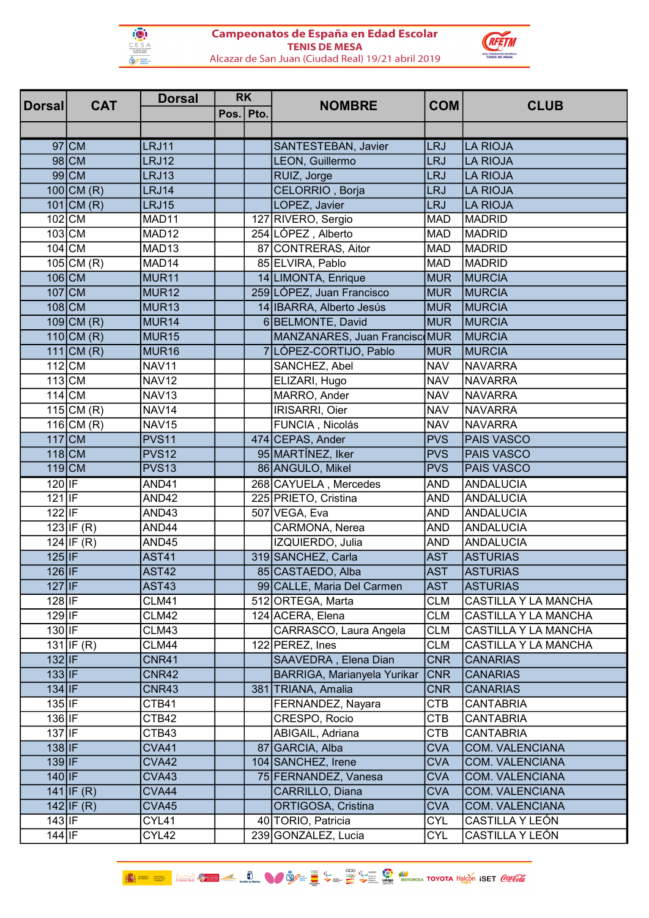# Campeonatos de España en Edad Escolar

## TENIS DE MESA

Alcazar de San Juan (Ciudad Real) 19/21 abril 2019

| Dorsal | CAT | Dorsal | RK Pos. | RK Pto. | NOMBRE | COM | CLUB |
|---|---|---|---|---|---|---|---|
| 97 | CM | LRJ11 | | | SANTESTEBAN, Javier | LRJ | LA RIOJA |
| 98 | CM | LRJ12 | | | LEON, Guillermo | LRJ | LA RIOJA |
| 99 | CM | LRJ13 | | | RUIZ, Jorge | LRJ | LA RIOJA |
| 100 | CM (R) | LRJ14 | | | CELORRIO , Borja | LRJ | LA RIOJA |
| 101 | CM (R) | LRJ15 | | | LOPEZ, Javier | LRJ | LA RIOJA |
| 102 | CM | MAD11 | | 127 | RIVERO, Sergio | MAD | MADRID |
| 103 | CM | MAD12 | | 254 | LÓPEZ , Alberto | MAD | MADRID |
| 104 | CM | MAD13 | | 87 | CONTRERAS, Aitor | MAD | MADRID |
| 105 | CM (R) | MAD14 | | 85 | ELVIRA, Pablo | MAD | MADRID |
| 106 | CM | MUR11 | | 14 | LIMONTA, Enrique | MUR | MURCIA |
| 107 | CM | MUR12 | | 259 | LÓPEZ, Juan Francisco | MUR | MURCIA |
| 108 | CM | MUR13 | | 14 | IBARRA, Alberto Jesús | MUR | MURCIA |
| 109 | CM (R) | MUR14 | | 6 | BELMONTE, David | MUR | MURCIA |
| 110 | CM (R) | MUR15 | | | MANZANARES, Juan Francisco | MUR | MURCIA |
| 111 | CM (R) | MUR16 | | 7 | LÓPEZ-CORTIJO, Pablo | MUR | MURCIA |
| 112 | CM | NAV11 | | | SANCHEZ, Abel | NAV | NAVARRA |
| 113 | CM | NAV12 | | | ELIZARI, Hugo | NAV | NAVARRA |
| 114 | CM | NAV13 | | | MARRO, Ander | NAV | NAVARRA |
| 115 | CM (R) | NAV14 | | | IRISARRI, Oier | NAV | NAVARRA |
| 116 | CM (R) | NAV15 | | | FUNCIA , Nicolás | NAV | NAVARRA |
| 117 | CM | PVS11 | | 474 | CEPAS, Ander | PVS | PAIS VASCO |
| 118 | CM | PVS12 | | 95 | MARTÍNEZ, Iker | PVS | PAIS VASCO |
| 119 | CM | PVS13 | | 86 | ANGULO, Mikel | PVS | PAIS VASCO |
| 120 | IF | AND41 | | 268 | CAYUELA , Mercedes | AND | ANDALUCIA |
| 121 | IF | AND42 | | 225 | PRIETO, Cristina | AND | ANDALUCIA |
| 122 | IF | AND43 | | 507 | VEGA, Eva | AND | ANDALUCIA |
| 123 | IF (R) | AND44 | | | CARMONA, Nerea | AND | ANDALUCIA |
| 124 | IF (R) | AND45 | | | IZQUIERDO, Julia | AND | ANDALUCIA |
| 125 | IF | AST41 | | 319 | SANCHEZ, Carla | AST | ASTURIAS |
| 126 | IF | AST42 | | 85 | CASTAEDO, Alba | AST | ASTURIAS |
| 127 | IF | AST43 | | 99 | CALLE, Maria Del Carmen | AST | ASTURIAS |
| 128 | IF | CLM41 | | 512 | ORTEGA, Marta | CLM | CASTILLA Y LA MANCHA |
| 129 | IF | CLM42 | | 124 | ACERA, Elena | CLM | CASTILLA Y LA MANCHA |
| 130 | IF | CLM43 | | | CARRASCO, Laura Angela | CLM | CASTILLA Y LA MANCHA |
| 131 | IF (R) | CLM44 | | 122 | PEREZ, Ines | CLM | CASTILLA Y LA MANCHA |
| 132 | IF | CNR41 | | | SAAVEDRA , Elena Dian | CNR | CANARIAS |
| 133 | IF | CNR42 | | | BARRIGA, Marianyela Yurikar | CNR | CANARIAS |
| 134 | IF | CNR43 | | 381 | TRIANA, Amalia | CNR | CANARIAS |
| 135 | IF | CTB41 | | | FERNANDEZ, Nayara | CTB | CANTABRIA |
| 136 | IF | CTB42 | | | CRESPO, Rocio | CTB | CANTABRIA |
| 137 | IF | CTB43 | | | ABIGAIL, Adriana | CTB | CANTABRIA |
| 138 | IF | CVA41 | | 87 | GARCIA, Alba | CVA | COM. VALENCIANA |
| 139 | IF | CVA42 | | 104 | SANCHEZ, Irene | CVA | COM. VALENCIANA |
| 140 | IF | CVA43 | | 75 | FERNANDEZ, Vanesa | CVA | COM. VALENCIANA |
| 141 | IF (R) | CVA44 | | | CARRILLO, Diana | CVA | COM. VALENCIANA |
| 142 | IF (R) | CVA45 | | | ORTIGOSA, Cristina | CVA | COM. VALENCIANA |
| 143 | IF | CYL41 | | 40 | TORIO, Patricia | CYL | CASTILLA Y LEÓN |
| 144 | IF | CYL42 | | 239 | GONZALEZ, Lucia | CYL | CASTILLA Y LEÓN |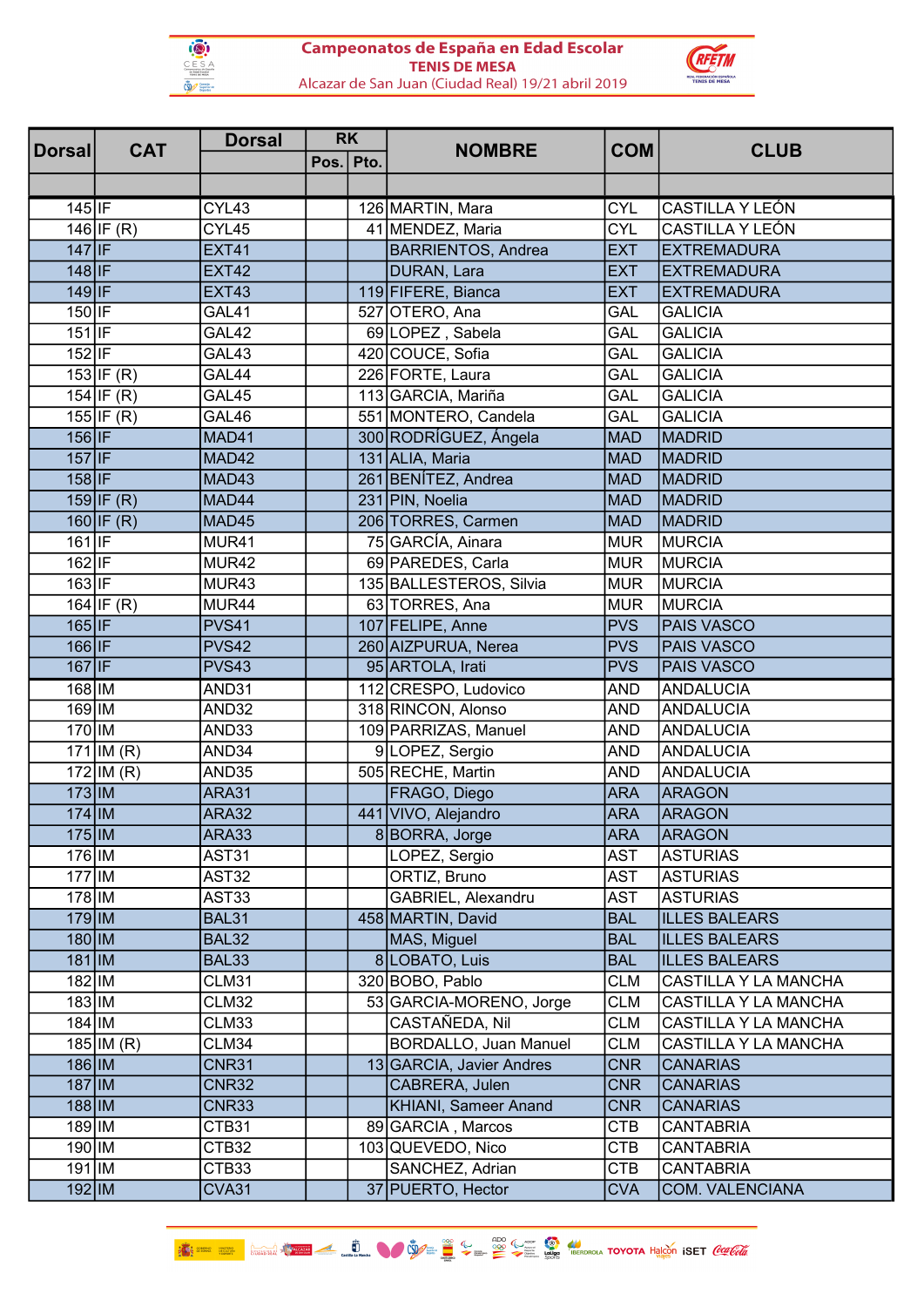# Campeonatos de España en Edad Escolar

## TENIS DE MESA

Alcazar de San Juan (Ciudad Real) 19/21 abril 2019

| Dorsal | CAT | Dorsal | RK | | NOMBRE | COM | CLUB |
|---|---|---|---|---|---|---|---|
| | | | Pos. | Pto. | | | |
| 145 | IF | CYL43 | | 126 | MARTIN, Mara | CYL | CASTILLA Y LEÓN |
| 146 | IF (R) | CYL45 | | 41 | MENDEZ, Maria | CYL | CASTILLA Y LEÓN |
| 147 | IF | EXT41 | | | BARRIENTOS, Andrea | EXT | EXTREMADURA |
| 148 | IF | EXT42 | | | DURAN, Lara | EXT | EXTREMADURA |
| 149 | IF | EXT43 | | 119 | FIFERE, Bianca | EXT | EXTREMADURA |
| 150 | IF | GAL41 | | 527 | OTERO, Ana | GAL | GALICIA |
| 151 | IF | GAL42 | | 69 | LOPEZ , Sabela | GAL | GALICIA |
| 152 | IF | GAL43 | | 420 | COUCE, Sofia | GAL | GALICIA |
| 153 | IF (R) | GAL44 | | 226 | FORTE, Laura | GAL | GALICIA |
| 154 | IF (R) | GAL45 | | 113 | GARCIA, Mariña | GAL | GALICIA |
| 155 | IF (R) | GAL46 | | 551 | MONTERO, Candela | GAL | GALICIA |
| 156 | IF | MAD41 | | 300 | RODRÍGUEZ, Ángela | MAD | MADRID |
| 157 | IF | MAD42 | | 131 | ALIA, Maria | MAD | MADRID |
| 158 | IF | MAD43 | | 261 | BENÍTEZ, Andrea | MAD | MADRID |
| 159 | IF (R) | MAD44 | | 231 | PIN, Noelia | MAD | MADRID |
| 160 | IF (R) | MAD45 | | 206 | TORRES, Carmen | MAD | MADRID |
| 161 | IF | MUR41 | | 75 | GARCÍA, Ainara | MUR | MURCIA |
| 162 | IF | MUR42 | | 69 | PAREDES, Carla | MUR | MURCIA |
| 163 | IF | MUR43 | | 135 | BALLESTEROS, Silvia | MUR | MURCIA |
| 164 | IF (R) | MUR44 | | 63 | TORRES, Ana | MUR | MURCIA |
| 165 | IF | PVS41 | | 107 | FELIPE, Anne | PVS | PAIS VASCO |
| 166 | IF | PVS42 | | 260 | AIZPURUA, Nerea | PVS | PAIS VASCO |
| 167 | IF | PVS43 | | 95 | ARTOLA, Irati | PVS | PAIS VASCO |
| 168 | IM | AND31 | | 112 | CRESPO, Ludovico | AND | ANDALUCIA |
| 169 | IM | AND32 | | 318 | RINCON, Alonso | AND | ANDALUCIA |
| 170 | IM | AND33 | | 109 | PARRIZAS, Manuel | AND | ANDALUCIA |
| 171 | IM (R) | AND34 | | 9 | LOPEZ, Sergio | AND | ANDALUCIA |
| 172 | IM (R) | AND35 | | 505 | RECHE, Martin | AND | ANDALUCIA |
| 173 | IM | ARA31 | | | FRAGO, Diego | ARA | ARAGON |
| 174 | IM | ARA32 | | 441 | VIVO, Alejandro | ARA | ARAGON |
| 175 | IM | ARA33 | | 8 | BORRA, Jorge | ARA | ARAGON |
| 176 | IM | AST31 | | | LOPEZ, Sergio | AST | ASTURIAS |
| 177 | IM | AST32 | | | ORTIZ, Bruno | AST | ASTURIAS |
| 178 | IM | AST33 | | | GABRIEL, Alexandru | AST | ASTURIAS |
| 179 | IM | BAL31 | | 458 | MARTIN, David | BAL | ILLES BALEARS |
| 180 | IM | BAL32 | | | MAS, Miguel | BAL | ILLES BALEARS |
| 181 | IM | BAL33 | | 8 | LOBATO, Luis | BAL | ILLES BALEARS |
| 182 | IM | CLM31 | | 320 | BOBO, Pablo | CLM | CASTILLA Y LA MANCHA |
| 183 | IM | CLM32 | | 53 | GARCIA-MORENO, Jorge | CLM | CASTILLA Y LA MANCHA |
| 184 | IM | CLM33 | | | CASTAÑEDA, Nil | CLM | CASTILLA Y LA MANCHA |
| 185 | IM (R) | CLM34 | | | BORDALLO, Juan Manuel | CLM | CASTILLA Y LA MANCHA |
| 186 | IM | CNR31 | | 13 | GARCIA, Javier Andres | CNR | CANARIAS |
| 187 | IM | CNR32 | | | CABRERA, Julen | CNR | CANARIAS |
| 188 | IM | CNR33 | | | KHIANI, Sameer Anand | CNR | CANARIAS |
| 189 | IM | CTB31 | | 89 | GARCIA , Marcos | CTB | CANTABRIA |
| 190 | IM | CTB32 | | 103 | QUEVEDO, Nico | CTB | CANTABRIA |
| 191 | IM | CTB33 | | | SANCHEZ, Adrian | CTB | CANTABRIA |
| 192 | IM | CVA31 | | 37 | PUERTO, Hector | CVA | COM. VALENCIANA |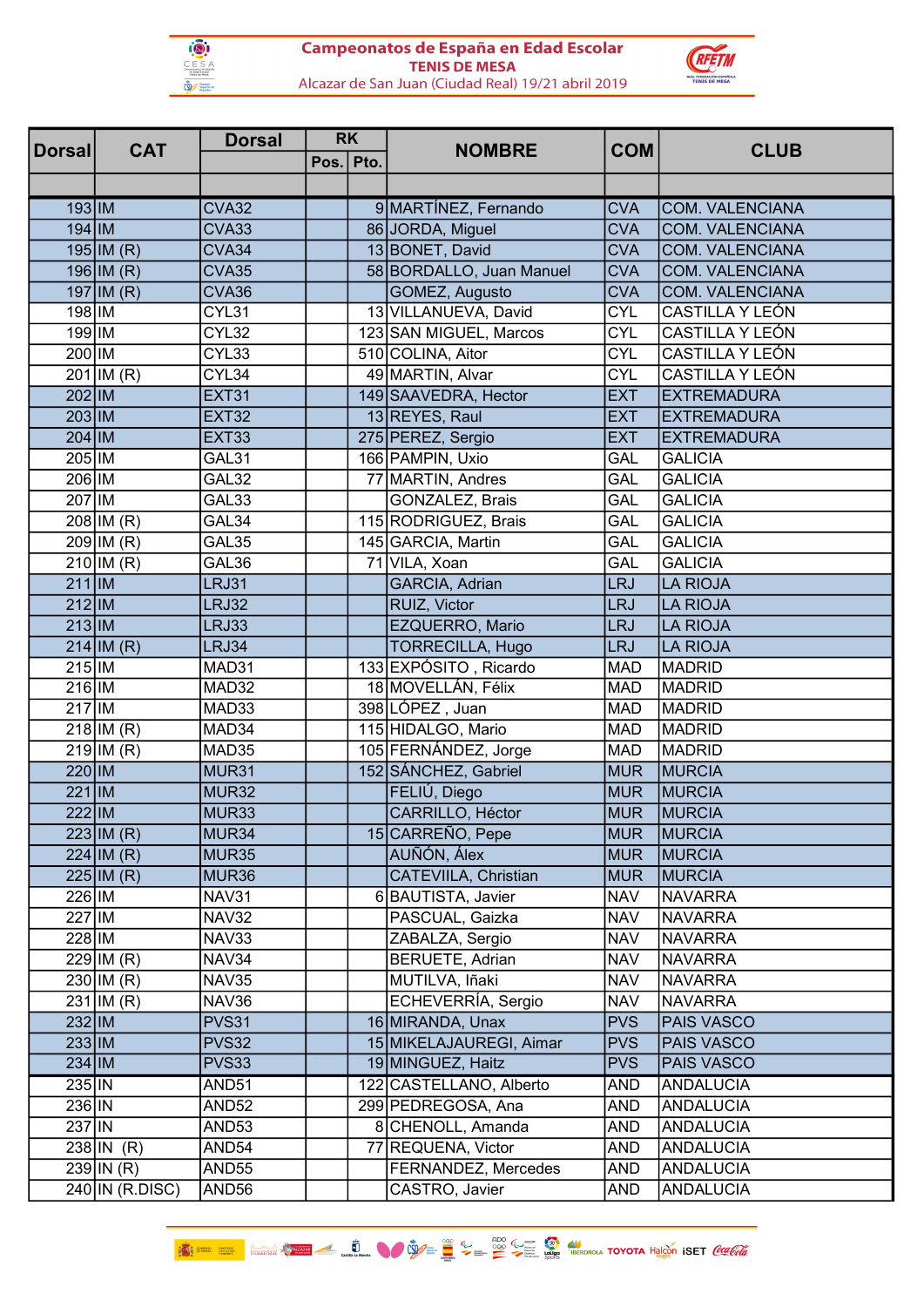**Campeonatos de España en Edad Escolar**
**TENIS DE MESA**
Alcazar de San Juan (Ciudad Real) 19/21 abril 2019

| Dorsal | CAT | Dorsal | RK | | NOMBRE | COM | CLUB |
|---|---|---|---|---|---|---|---|
| | | | Pos. | Pto. | | | |
| 193 | IM | CVA32 | | 9 | MARTÍNEZ, Fernando | CVA | COM. VALENCIANA |
| 194 | IM | CVA33 | | 86 | JORDA, Miguel | CVA | COM. VALENCIANA |
| 195 | IM (R) | CVA34 | | 13 | BONET, David | CVA | COM. VALENCIANA |
| 196 | IM (R) | CVA35 | | 58 | BORDALLO, Juan Manuel | CVA | COM. VALENCIANA |
| 197 | IM (R) | CVA36 | | | GOMEZ, Augusto | CVA | COM. VALENCIANA |
| 198 | IM | CYL31 | | 13 | VILLANUEVA, David | CYL | CASTILLA Y LEÓN |
| 199 | IM | CYL32 | | 123 | SAN MIGUEL, Marcos | CYL | CASTILLA Y LEÓN |
| 200 | IM | CYL33 | | 510 | COLINA, Aitor | CYL | CASTILLA Y LEÓN |
| 201 | IM (R) | CYL34 | | 49 | MARTIN, Alvar | CYL | CASTILLA Y LEÓN |
| 202 | IM | EXT31 | | 149 | SAAVEDRA, Hector | EXT | EXTREMADURA |
| 203 | IM | EXT32 | | 13 | REYES, Raul | EXT | EXTREMADURA |
| 204 | IM | EXT33 | | 275 | PEREZ, Sergio | EXT | EXTREMADURA |
| 205 | IM | GAL31 | | 166 | PAMPIN, Uxio | GAL | GALICIA |
| 206 | IM | GAL32 | | 77 | MARTIN, Andres | GAL | GALICIA |
| 207 | IM | GAL33 | | | GONZALEZ, Brais | GAL | GALICIA |
| 208 | IM (R) | GAL34 | | 115 | RODRIGUEZ, Brais | GAL | GALICIA |
| 209 | IM (R) | GAL35 | | 145 | GARCIA, Martin | GAL | GALICIA |
| 210 | IM (R) | GAL36 | | 71 | VILA, Xoan | GAL | GALICIA |
| 211 | IM | LRJ31 | | | GARCIA, Adrian | LRJ | LA RIOJA |
| 212 | IM | LRJ32 | | | RUIZ, Victor | LRJ | LA RIOJA |
| 213 | IM | LRJ33 | | | EZQUERRO, Mario | LRJ | LA RIOJA |
| 214 | IM (R) | LRJ34 | | | TORRECILLA, Hugo | LRJ | LA RIOJA |
| 215 | IM | MAD31 | | 133 | EXPÓSITO , Ricardo | MAD | MADRID |
| 216 | IM | MAD32 | | 18 | MOVELLÁN, Félix | MAD | MADRID |
| 217 | IM | MAD33 | | 398 | LÓPEZ , Juan | MAD | MADRID |
| 218 | IM (R) | MAD34 | | 115 | HIDALGO, Mario | MAD | MADRID |
| 219 | IM (R) | MAD35 | | 105 | FERNÁNDEZ, Jorge | MAD | MADRID |
| 220 | IM | MUR31 | | 152 | SÁNCHEZ, Gabriel | MUR | MURCIA |
| 221 | IM | MUR32 | | | FELIÚ, Diego | MUR | MURCIA |
| 222 | IM | MUR33 | | | CARRILLO, Héctor | MUR | MURCIA |
| 223 | IM (R) | MUR34 | | 15 | CARREÑO, Pepe | MUR | MURCIA |
| 224 | IM (R) | MUR35 | | | AUÑÓN, Álex | MUR | MURCIA |
| 225 | IM (R) | MUR36 | | | CATEVIILA, Christian | MUR | MURCIA |
| 226 | IM | NAV31 | | 6 | BAUTISTA, Javier | NAV | NAVARRA |
| 227 | IM | NAV32 | | | PASCUAL, Gaizka | NAV | NAVARRA |
| 228 | IM | NAV33 | | | ZABALZA, Sergio | NAV | NAVARRA |
| 229 | IM (R) | NAV34 | | | BERUETE, Adrian | NAV | NAVARRA |
| 230 | IM (R) | NAV35 | | | MUTILVA, Iñaki | NAV | NAVARRA |
| 231 | IM (R) | NAV36 | | | ECHEVERRÍA, Sergio | NAV | NAVARRA |
| 232 | IM | PVS31 | | 16 | MIRANDA, Unax | PVS | PAIS VASCO |
| 233 | IM | PVS32 | | 15 | MIKELAJAUREGI, Aimar | PVS | PAIS VASCO |
| 234 | IM | PVS33 | | 19 | MINGUEZ, Haitz | PVS | PAIS VASCO |
| 235 | IN | AND51 | | 122 | CASTELLANO, Alberto | AND | ANDALUCIA |
| 236 | IN | AND52 | | 299 | PEDREGOSA, Ana | AND | ANDALUCIA |
| 237 | IN | AND53 | | 8 | CHENOLL, Amanda | AND | ANDALUCIA |
| 238 | IN (R) | AND54 | | 77 | REQUENA, Victor | AND | ANDALUCIA |
| 239 | IN (R) | AND55 | | | FERNANDEZ, Mercedes | AND | ANDALUCIA |
| 240 | IN (R.DISC) | AND56 | | | CASTRO, Javier | AND | ANDALUCIA |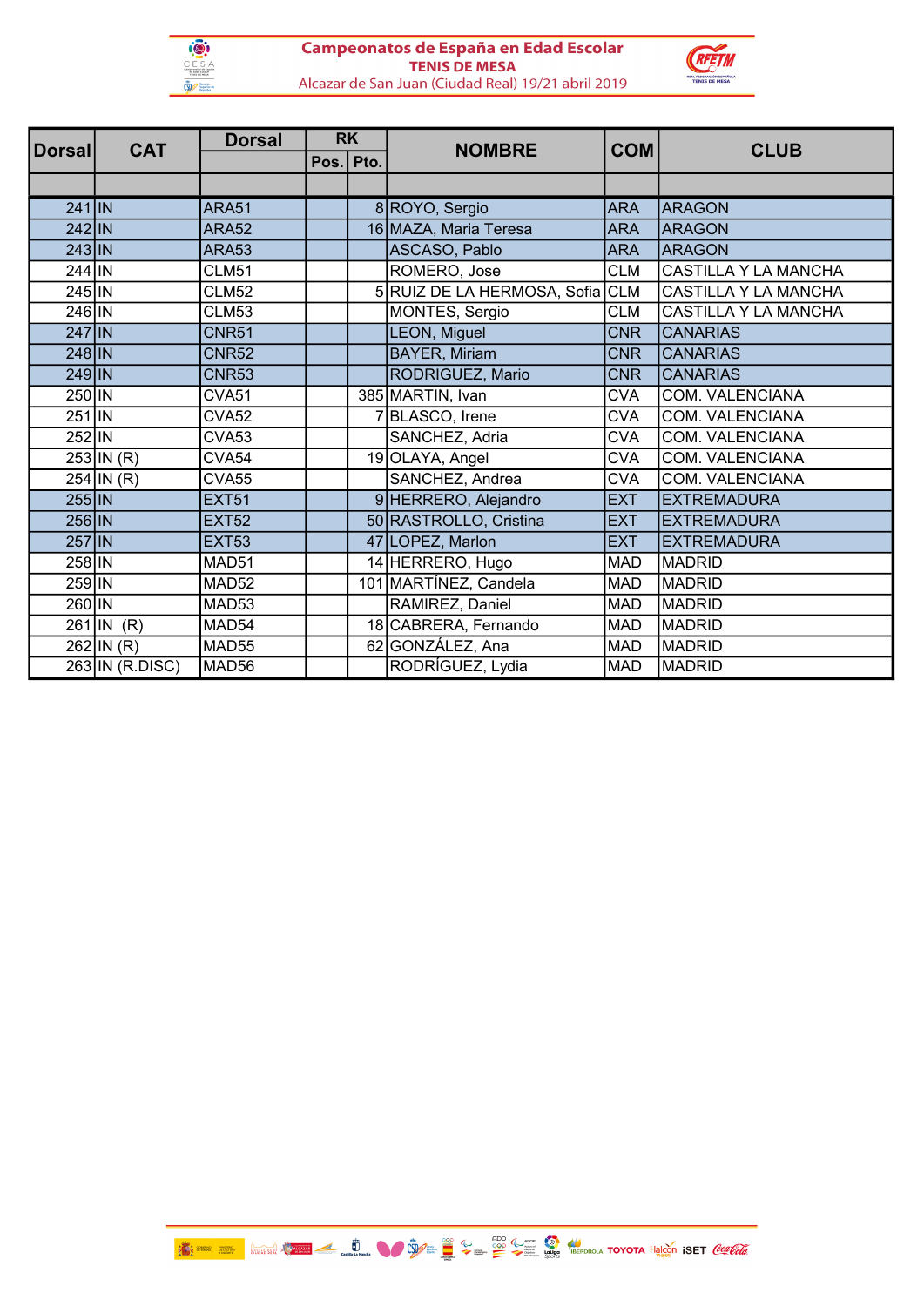**Campeonatos de España en Edad Escolar**
**TENIS DE MESA**
Alcazar de San Juan (Ciudad Real) 19/21 abril 2019

| Dorsal | CAT | Dorsal | RK | | NOMBRE | COM | CLUB |
|---|---|---|---|---|---|---|---|
| | | | Pos. | Pto. | | | |
| 241 | IN | ARA51 | | 8 | ROYO, Sergio | ARA | ARAGON |
| 242 | IN | ARA52 | | 16 | MAZA, Maria Teresa | ARA | ARAGON |
| 243 | IN | ARA53 | | | ASCASO, Pablo | ARA | ARAGON |
| 244 | IN | CLM51 | | | ROMERO, Jose | CLM | CASTILLA Y LA MANCHA |
| 245 | IN | CLM52 | | 5 | RUIZ DE LA HERMOSA, Sofia | CLM | CASTILLA Y LA MANCHA |
| 246 | IN | CLM53 | | | MONTES, Sergio | CLM | CASTILLA Y LA MANCHA |
| 247 | IN | CNR51 | | | LEON, Miguel | CNR | CANARIAS |
| 248 | IN | CNR52 | | | BAYER, Miriam | CNR | CANARIAS |
| 249 | IN | CNR53 | | | RODRIGUEZ, Mario | CNR | CANARIAS |
| 250 | IN | CVA51 | | 385 | MARTIN, Ivan | CVA | COM. VALENCIANA |
| 251 | IN | CVA52 | | 7 | BLASCO, Irene | CVA | COM. VALENCIANA |
| 252 | IN | CVA53 | | | SANCHEZ, Adria | CVA | COM. VALENCIANA |
| 253 | IN (R) | CVA54 | | 19 | OLAYA, Angel | CVA | COM. VALENCIANA |
| 254 | IN (R) | CVA55 | | | SANCHEZ, Andrea | CVA | COM. VALENCIANA |
| 255 | IN | EXT51 | | 9 | HERRERO, Alejandro | EXT | EXTREMADURA |
| 256 | IN | EXT52 | | 50 | RASTROLLO, Cristina | EXT | EXTREMADURA |
| 257 | IN | EXT53 | | 47 | LOPEZ, Marlon | EXT | EXTREMADURA |
| 258 | IN | MAD51 | | 14 | HERRERO, Hugo | MAD | MADRID |
| 259 | IN | MAD52 | | 101 | MARTÍNEZ, Candela | MAD | MADRID |
| 260 | IN | MAD53 | | | RAMIREZ, Daniel | MAD | MADRID |
| 261 | IN (R) | MAD54 | | 18 | CABRERA, Fernando | MAD | MADRID |
| 262 | IN (R) | MAD55 | | 62 | GONZÁLEZ, Ana | MAD | MADRID |
| 263 | IN (R.DISC) | MAD56 | | | RODRÍGUEZ, Lydia | MAD | MADRID |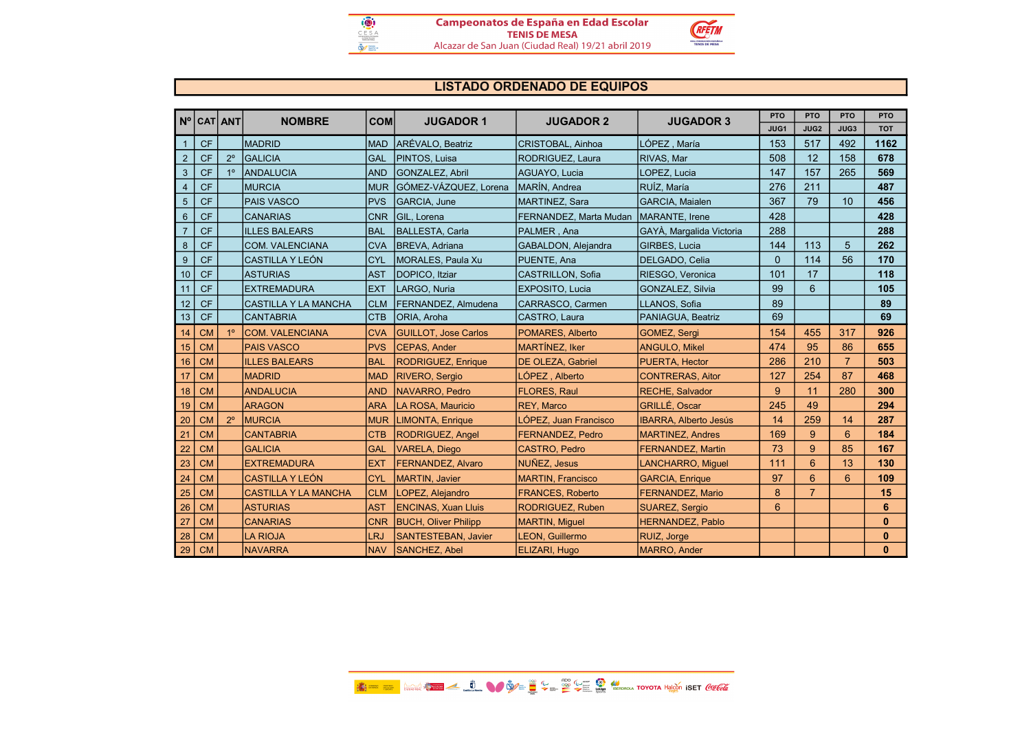Campeonatos de España en Edad Escolar
TENIS DE MESA
Alcazar de San Juan (Ciudad Real) 19/21 abril 2019

## LISTADO ORDENADO DE EQUIPOS

| Nº | CAT | ANT | NOMBRE | COM | JUGADOR 1 | JUGADOR 2 | JUGADOR 3 | PTO JUG1 | PTO JUG2 | PTO JUG3 | PTO TOT |
|---|---|---|---|---|---|---|---|---|---|---|---|
| 1 | CF | | MADRID | MAD | ARÉVALO, Beatriz | CRISTOBAL, Ainhoa | LÓPEZ , María | 153 | 517 | 492 | **1162** |
| 2 | CF | 2º | GALICIA | GAL | PINTOS, Luisa | RODRIGUEZ, Laura | RIVAS, Mar | 508 | 12 | 158 | **678** |
| 3 | CF | 1º | ANDALUCIA | AND | GONZALEZ, Abril | AGUAYO, Lucia | LOPEZ, Lucia | 147 | 157 | 265 | **569** |
| 4 | CF | | MURCIA | MUR | GÓMEZ-VÁZQUEZ, Lorena | MARÍN, Andrea | RUÍZ, María | 276 | 211 | | **487** |
| 5 | CF | | PAIS VASCO | PVS | GARCIA, June | MARTINEZ, Sara | GARCIA, Maialen | 367 | 79 | 10 | **456** |
| 6 | CF | | CANARIAS | CNR | GIL, Lorena | FERNANDEZ, Marta Mudan | MARANTE, Irene | 428 | | | **428** |
| 7 | CF | | ILLES BALEARS | BAL | BALLESTA, Carla | PALMER , Ana | GAYÀ, Margalida Victoria | 288 | | | **288** |
| 8 | CF | | COM. VALENCIANA | CVA | BREVA, Adriana | GABALDON, Alejandra | GIRBES, Lucia | 144 | 113 | 5 | **262** |
| 9 | CF | | CASTILLA Y LEÓN | CYL | MORALES, Paula Xu | PUENTE, Ana | DELGADO, Celia | 0 | 114 | 56 | **170** |
| 10 | CF | | ASTURIAS | AST | DOPICO, Itziar | CASTRILLON, Sofia | RIESGO, Veronica | 101 | 17 | | **118** |
| 11 | CF | | EXTREMADURA | EXT | LARGO, Nuria | EXPOSITO, Lucia | GONZALEZ, Silvia | 99 | 6 | | **105** |
| 12 | CF | | CASTILLA Y LA MANCHA | CLM | FERNANDEZ, Almudena | CARRASCO, Carmen | LLANOS, Sofia | 89 | | | **89** |
| 13 | CF | | CANTABRIA | CTB | ORIA, Aroha | CASTRO, Laura | PANIAGUA, Beatriz | 69 | | | **69** |
| 14 | CM | 1º | COM. VALENCIANA | CVA | GUILLOT, Jose Carlos | POMARES, Alberto | GOMEZ, Sergi | 154 | 455 | 317 | **926** |
| 15 | CM | | PAIS VASCO | PVS | CEPAS, Ander | MARTÍNEZ, Iker | ANGULO, Mikel | 474 | 95 | 86 | **655** |
| 16 | CM | | ILLES BALEARS | BAL | RODRIGUEZ, Enrique | DE OLEZA, Gabriel | PUERTA, Hector | 286 | 210 | 7 | **503** |
| 17 | CM | | MADRID | MAD | RIVERO, Sergio | LÓPEZ , Alberto | CONTRERAS, Aitor | 127 | 254 | 87 | **468** |
| 18 | CM | | ANDALUCIA | AND | NAVARRO, Pedro | FLORES, Raul | RECHE, Salvador | 9 | 11 | 280 | **300** |
| 19 | CM | | ARAGON | ARA | LA ROSA, Mauricio | REY, Marco | GRILLÉ, Oscar | 245 | 49 | | **294** |
| 20 | CM | 2º | MURCIA | MUR | LIMONTA, Enrique | LÓPEZ, Juan Francisco | IBARRA, Alberto Jesús | 14 | 259 | 14 | **287** |
| 21 | CM | | CANTABRIA | CTB | RODRIGUEZ, Angel | FERNANDEZ, Pedro | MARTINEZ, Andres | 169 | 9 | 6 | **184** |
| 22 | CM | | GALICIA | GAL | VARELA, Diego | CASTRO, Pedro | FERNANDEZ, Martin | 73 | 9 | 85 | **167** |
| 23 | CM | | EXTREMADURA | EXT | FERNANDEZ, Alvaro | NUÑEZ, Jesus | LANCHARRO, Miguel | 111 | 6 | 13 | **130** |
| 24 | CM | | CASTILLA Y LEÓN | CYL | MARTIN, Javier | MARTIN, Francisco | GARCIA, Enrique | 97 | 6 | 6 | **109** |
| 25 | CM | | CASTILLA Y LA MANCHA | CLM | LOPEZ, Alejandro | FRANCES, Roberto | FERNANDEZ, Mario | 8 | 7 | | **15** |
| 26 | CM | | ASTURIAS | AST | ENCINAS, Xuan Lluis | RODRIGUEZ, Ruben | SUAREZ, Sergio | 6 | | | **6** |
| 27 | CM | | CANARIAS | CNR | BUCH, Oliver Philipp | MARTIN, Miguel | HERNANDEZ, Pablo | | | | **0** |
| 28 | CM | | LA RIOJA | LRJ | SANTESTEBAN, Javier | LEON, Guillermo | RUIZ, Jorge | | | | **0** |
| 29 | CM | | NAVARRA | NAV | SANCHEZ, Abel | ELIZARI, Hugo | MARRO, Ander | | | | **0** |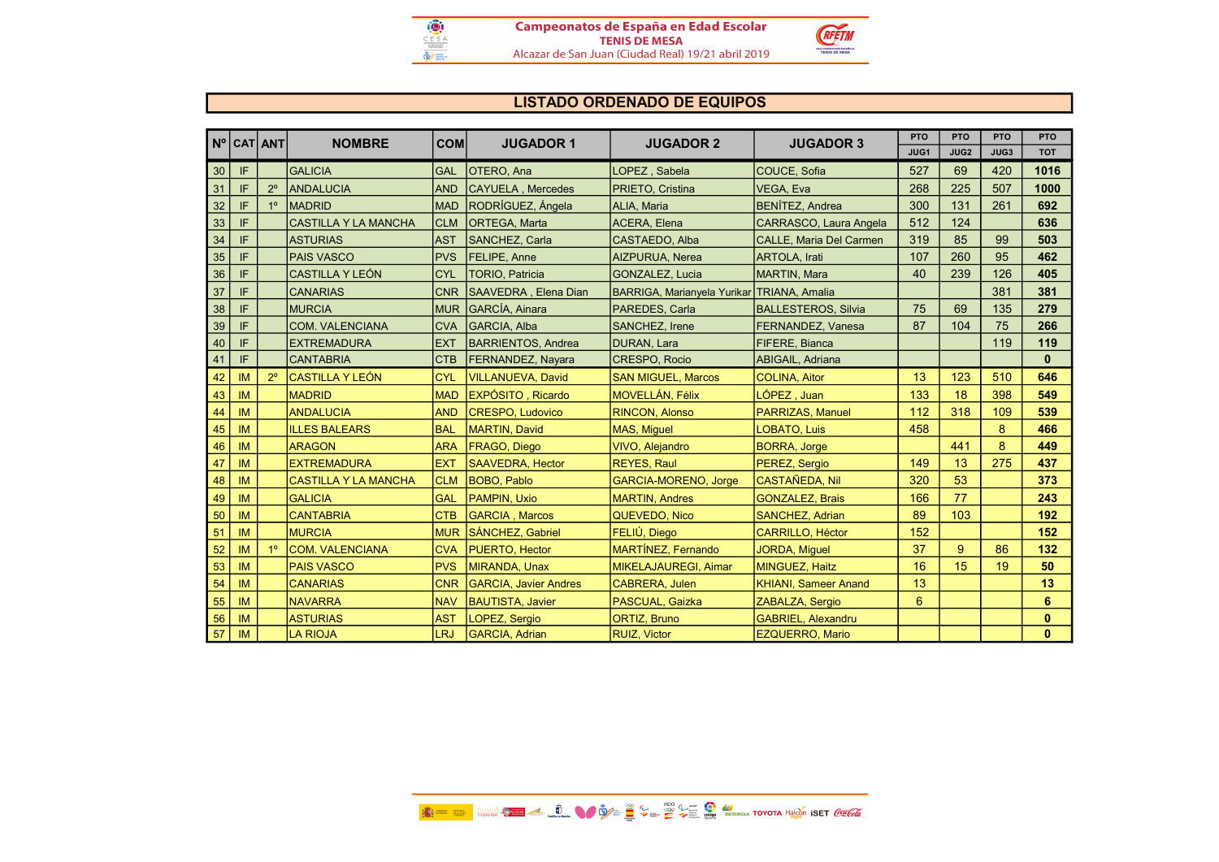# Campeonatos de España en Edad Escolar

## TENIS DE MESA

Alcazar de San Juan (Ciudad Real) 19/21 abril 2019

## LISTADO ORDENADO DE EQUIPOS

| Nº | CAT | ANT | NOMBRE | COM | JUGADOR 1 | JUGADOR 2 | JUGADOR 3 | PTO JUG1 | PTO JUG2 | PTO JUG3 | PTO TOT |
|---|---|---|---|---|---|---|---|---|---|---|---|
| 30 | IF | | GALICIA | GAL | OTERO, Ana | LOPEZ , Sabela | COUCE, Sofia | 527 | 69 | 420 | **1016** |
| 31 | IF | 2º | ANDALUCIA | AND | CAYUELA , Mercedes | PRIETO, Cristina | VEGA, Eva | 268 | 225 | 507 | **1000** |
| 32 | IF | 1º | MADRID | MAD | RODRÍGUEZ, Ángela | ALIA, Maria | BENÍTEZ, Andrea | 300 | 131 | 261 | **692** |
| 33 | IF | | CASTILLA Y LA MANCHA | CLM | ORTEGA, Marta | ACERA, Elena | CARRASCO, Laura Angela | 512 | 124 | | **636** |
| 34 | IF | | ASTURIAS | AST | SANCHEZ, Carla | CASTAEDO, Alba | CALLE, Maria Del Carmen | 319 | 85 | 99 | **503** |
| 35 | IF | | PAIS VASCO | PVS | FELIPE, Anne | AIZPURUA, Nerea | ARTOLA, Irati | 107 | 260 | 95 | **462** |
| 36 | IF | | CASTILLA Y LEÓN | CYL | TORIO, Patricia | GONZALEZ, Lucia | MARTIN, Mara | 40 | 239 | 126 | **405** |
| 37 | IF | | CANARIAS | CNR | SAAVEDRA , Elena Dian | BARRIGA, Marianyela Yurikar | TRIANA, Amalia | | | 381 | **381** |
| 38 | IF | | MURCIA | MUR | GARCÍA, Ainara | PAREDES, Carla | BALLESTEROS, Silvia | 75 | 69 | 135 | **279** |
| 39 | IF | | COM. VALENCIANA | CVA | GARCIA, Alba | SANCHEZ, Irene | FERNANDEZ, Vanesa | 87 | 104 | 75 | **266** |
| 40 | IF | | EXTREMADURA | EXT | BARRIENTOS, Andrea | DURAN, Lara | FIFERE, Bianca | | | 119 | **119** |
| 41 | IF | | CANTABRIA | CTB | FERNANDEZ, Nayara | CRESPO, Rocio | ABIGAIL, Adriana | | | | **0** |
| 42 | IM | 2º | CASTILLA Y LEÓN | CYL | VILLANUEVA, David | SAN MIGUEL, Marcos | COLINA, Aitor | 13 | 123 | 510 | **646** |
| 43 | IM | | MADRID | MAD | EXPÓSITO , Ricardo | MOVELLÁN, Félix | LÓPEZ , Juan | 133 | 18 | 398 | **549** |
| 44 | IM | | ANDALUCIA | AND | CRESPO, Ludovico | RINCON, Alonso | PARRIZAS, Manuel | 112 | 318 | 109 | **539** |
| 45 | IM | | ILLES BALEARS | BAL | MARTIN, David | MAS, Miguel | LOBATO, Luis | 458 | | 8 | **466** |
| 46 | IM | | ARAGON | ARA | FRAGO, Diego | VIVO, Alejandro | BORRA, Jorge | | 441 | 8 | **449** |
| 47 | IM | | EXTREMADURA | EXT | SAAVEDRA, Hector | REYES, Raul | PEREZ, Sergio | 149 | 13 | 275 | **437** |
| 48 | IM | | CASTILLA Y LA MANCHA | CLM | BOBO, Pablo | GARCIA-MORENO, Jorge | CASTAÑEDA, Nil | 320 | 53 | | **373** |
| 49 | IM | | GALICIA | GAL | PAMPIN, Uxio | MARTIN, Andres | GONZALEZ, Brais | 166 | 77 | | **243** |
| 50 | IM | | CANTABRIA | CTB | GARCIA , Marcos | QUEVEDO, Nico | SANCHEZ, Adrian | 89 | 103 | | **192** |
| 51 | IM | | MURCIA | MUR | SÁNCHEZ, Gabriel | FELIÚ, Diego | CARRILLO, Héctor | 152 | | | **152** |
| 52 | IM | 1º | COM. VALENCIANA | CVA | PUERTO, Hector | MARTÍNEZ, Fernando | JORDA, Miguel | 37 | 9 | 86 | **132** |
| 53 | IM | | PAIS VASCO | PVS | MIRANDA, Unax | MIKELAJAUREGI, Aimar | MINGUEZ, Haitz | 16 | 15 | 19 | **50** |
| 54 | IM | | CANARIAS | CNR | GARCIA, Javier Andres | CABRERA, Julen | KHIANI, Sameer Anand | 13 | | | **13** |
| 55 | IM | | NAVARRA | NAV | BAUTISTA, Javier | PASCUAL, Gaizka | ZABALZA, Sergio | 6 | | | **6** |
| 56 | IM | | ASTURIAS | AST | LOPEZ, Sergio | ORTIZ, Bruno | GABRIEL, Alexandru | | | | **0** |
| 57 | IM | | LA RIOJA | LRJ | GARCIA, Adrian | RUIZ, Victor | EZQUERRO, Mario | | | | **0** |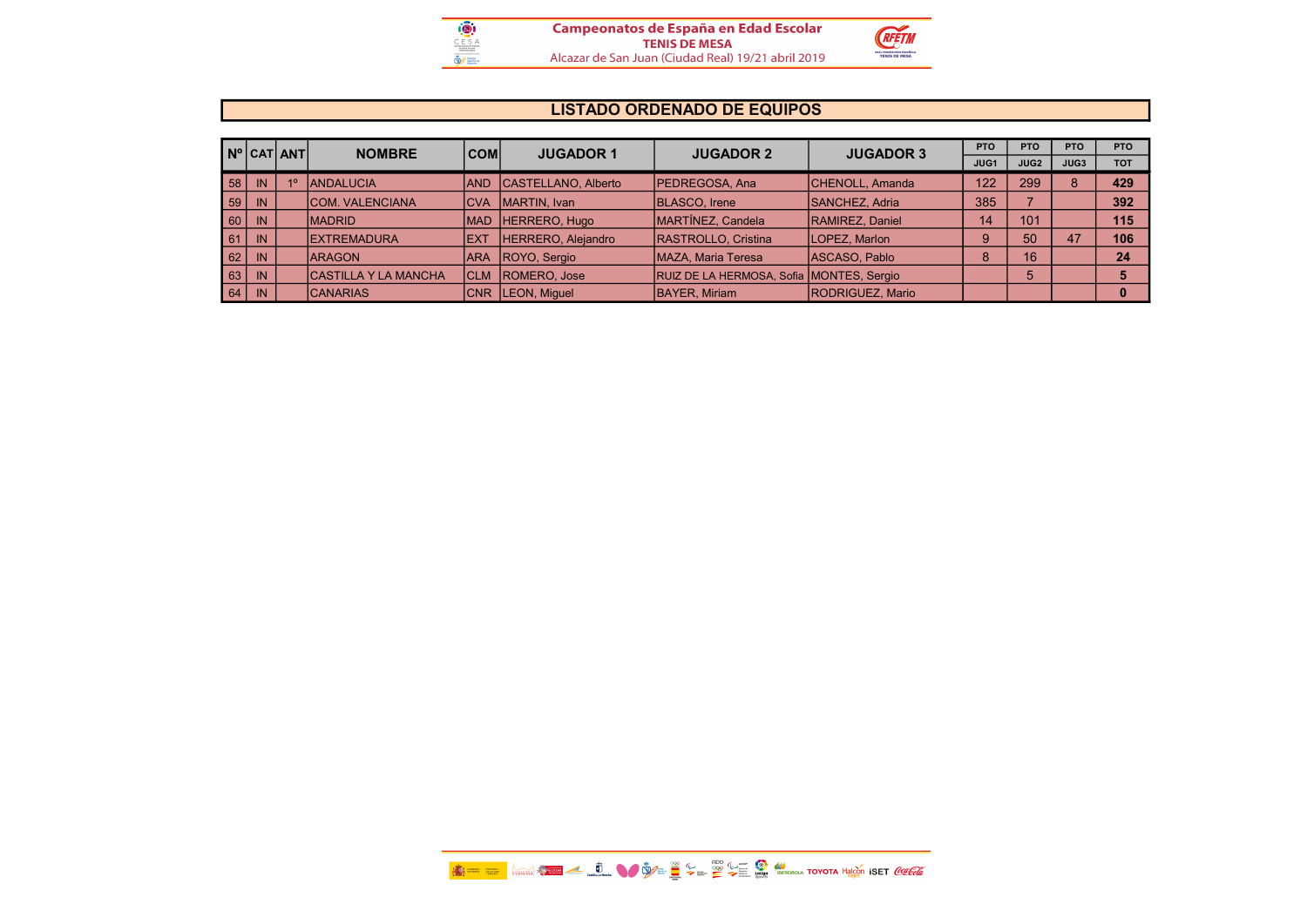# Campeonatos de España en Edad Escolar

## TENIS DE MESA

Alcazar de San Juan (Ciudad Real) 19/21 abril 2019

## LISTADO ORDENADO DE EQUIPOS

| Nº | CAT | ANT | NOMBRE | COM | JUGADOR 1 | JUGADOR 2 | JUGADOR 3 | PTO JUG1 | PTO JUG2 | PTO JUG3 | PTO TOT |
|---|---|---|---|---|---|---|---|---|---|---|---|
| 58 | IN | 1º | ANDALUCIA | AND | CASTELLANO, Alberto | PEDREGOSA, Ana | CHENOLL, Amanda | 122 | 299 | 8 | **429** |
| 59 | IN | | COM. VALENCIANA | CVA | MARTIN, Ivan | BLASCO, Irene | SANCHEZ, Adria | 385 | 7 | | **392** |
| 60 | IN | | MADRID | MAD | HERRERO, Hugo | MARTÍNEZ, Candela | RAMIREZ, Daniel | 14 | 101 | | **115** |
| 61 | IN | | EXTREMADURA | EXT | HERRERO, Alejandro | RASTROLLO, Cristina | LOPEZ, Marlon | 9 | 50 | 47 | **106** |
| 62 | IN | | ARAGON | ARA | ROYO, Sergio | MAZA, Maria Teresa | ASCASO, Pablo | 8 | 16 | | **24** |
| 63 | IN | | CASTILLA Y LA MANCHA | CLM | ROMERO, Jose | RUIZ DE LA HERMOSA, Sofia | MONTES, Sergio | | 5 | | **5** |
| 64 | IN | | CANARIAS | CNR | LEON, Miguel | BAYER, Miriam | RODRIGUEZ, Mario | | | | **0** |